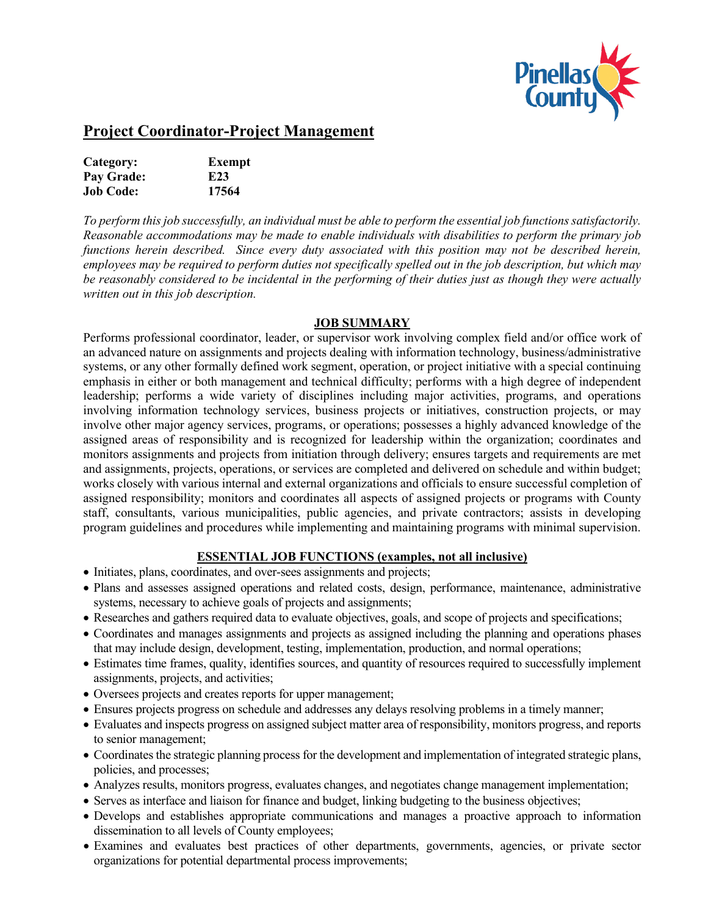# Project Coordinator-Project Management

**Category:** **Exempt**
**Pay Grade:** **E23**
**Job Code:** **17564**

*To perform this job successfully, an individual must be able to perform the essential job functions satisfactorily. Reasonable accommodations may be made to enable individuals with disabilities to perform the primary job functions herein described. Since every duty associated with this position may not be described herein, employees may be required to perform duties not specifically spelled out in the job description, but which may be reasonably considered to be incidental in the performing of their duties just as though they were actually written out in this job description.*

## JOB SUMMARY

Performs professional coordinator, leader, or supervisor work involving complex field and/or office work of an advanced nature on assignments and projects dealing with information technology, business/administrative systems, or any other formally defined work segment, operation, or project initiative with a special continuing emphasis in either or both management and technical difficulty; performs with a high degree of independent leadership; performs a wide variety of disciplines including major activities, programs, and operations involving information technology services, business projects or initiatives, construction projects, or may involve other major agency services, programs, or operations; possesses a highly advanced knowledge of the assigned areas of responsibility and is recognized for leadership within the organization; coordinates and monitors assignments and projects from initiation through delivery; ensures targets and requirements are met and assignments, projects, operations, or services are completed and delivered on schedule and within budget; works closely with various internal and external organizations and officials to ensure successful completion of assigned responsibility; monitors and coordinates all aspects of assigned projects or programs with County staff, consultants, various municipalities, public agencies, and private contractors; assists in developing program guidelines and procedures while implementing and maintaining programs with minimal supervision.

## ESSENTIAL JOB FUNCTIONS (examples, not all inclusive)

- Initiates, plans, coordinates, and over-sees assignments and projects;
- Plans and assesses assigned operations and related costs, design, performance, maintenance, administrative systems, necessary to achieve goals of projects and assignments;
- Researches and gathers required data to evaluate objectives, goals, and scope of projects and specifications;
- Coordinates and manages assignments and projects as assigned including the planning and operations phases that may include design, development, testing, implementation, production, and normal operations;
- Estimates time frames, quality, identifies sources, and quantity of resources required to successfully implement assignments, projects, and activities;
- Oversees projects and creates reports for upper management;
- Ensures projects progress on schedule and addresses any delays resolving problems in a timely manner;
- Evaluates and inspects progress on assigned subject matter area of responsibility, monitors progress, and reports to senior management;
- Coordinates the strategic planning process for the development and implementation of integrated strategic plans, policies, and processes;
- Analyzes results, monitors progress, evaluates changes, and negotiates change management implementation;
- Serves as interface and liaison for finance and budget, linking budgeting to the business objectives;
- Develops and establishes appropriate communications and manages a proactive approach to information dissemination to all levels of County employees;
- Examines and evaluates best practices of other departments, governments, agencies, or private sector organizations for potential departmental process improvements;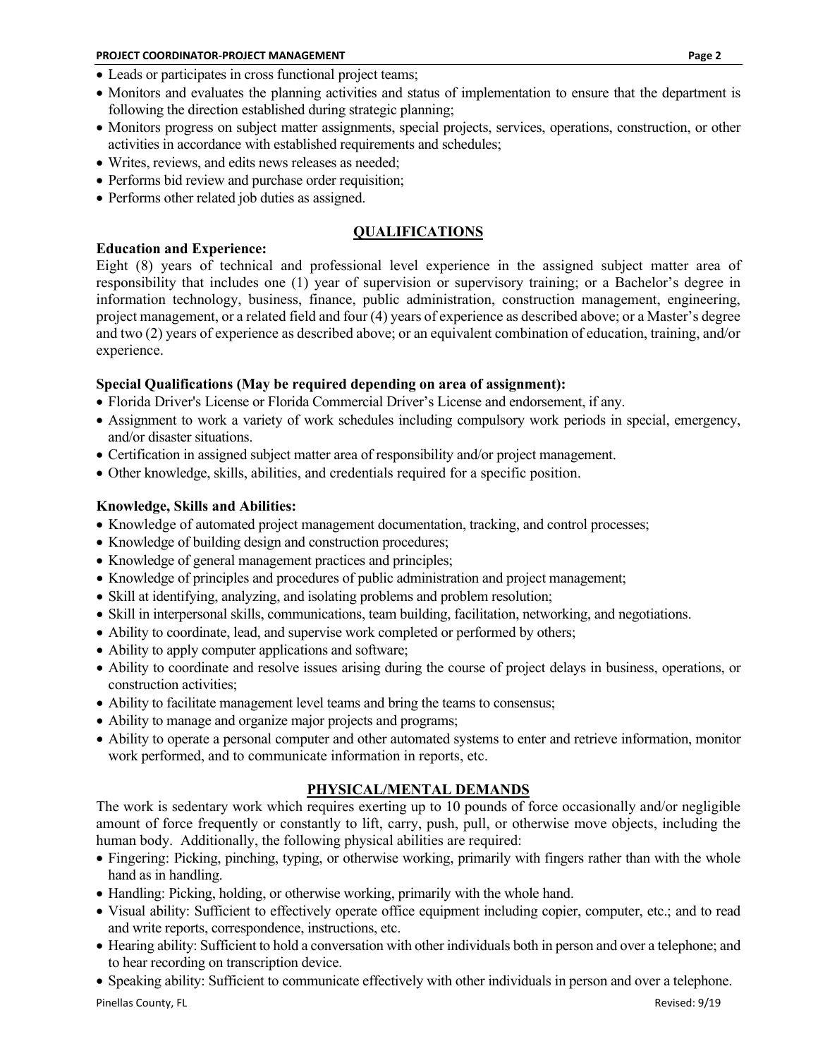- Leads or participates in cross functional project teams;
- Monitors and evaluates the planning activities and status of implementation to ensure that the department is following the direction established during strategic planning;
- Monitors progress on subject matter assignments, special projects, services, operations, construction, or other activities in accordance with established requirements and schedules;
- Writes, reviews, and edits news releases as needed;
- Performs bid review and purchase order requisition;
- Performs other related job duties as assigned.

## QUALIFICATIONS

**Education and Experience:**

Eight (8) years of technical and professional level experience in the assigned subject matter area of responsibility that includes one (1) year of supervision or supervisory training; or a Bachelor's degree in information technology, business, finance, public administration, construction management, engineering, project management, or a related field and four (4) years of experience as described above; or a Master's degree and two (2) years of experience as described above; or an equivalent combination of education, training, and/or experience.

**Special Qualifications (May be required depending on area of assignment):**

- Florida Driver's License or Florida Commercial Driver's License and endorsement, if any.
- Assignment to work a variety of work schedules including compulsory work periods in special, emergency, and/or disaster situations.
- Certification in assigned subject matter area of responsibility and/or project management.
- Other knowledge, skills, abilities, and credentials required for a specific position.

**Knowledge, Skills and Abilities:**

- Knowledge of automated project management documentation, tracking, and control processes;
- Knowledge of building design and construction procedures;
- Knowledge of general management practices and principles;
- Knowledge of principles and procedures of public administration and project management;
- Skill at identifying, analyzing, and isolating problems and problem resolution;
- Skill in interpersonal skills, communications, team building, facilitation, networking, and negotiations.
- Ability to coordinate, lead, and supervise work completed or performed by others;
- Ability to apply computer applications and software;
- Ability to coordinate and resolve issues arising during the course of project delays in business, operations, or construction activities;
- Ability to facilitate management level teams and bring the teams to consensus;
- Ability to manage and organize major projects and programs;
- Ability to operate a personal computer and other automated systems to enter and retrieve information, monitor work performed, and to communicate information in reports, etc.

## PHYSICAL/MENTAL DEMANDS

The work is sedentary work which requires exerting up to 10 pounds of force occasionally and/or negligible amount of force frequently or constantly to lift, carry, push, pull, or otherwise move objects, including the human body. Additionally, the following physical abilities are required:

- Fingering: Picking, pinching, typing, or otherwise working, primarily with fingers rather than with the whole hand as in handling.
- Handling: Picking, holding, or otherwise working, primarily with the whole hand.
- Visual ability: Sufficient to effectively operate office equipment including copier, computer, etc.; and to read and write reports, correspondence, instructions, etc.
- Hearing ability: Sufficient to hold a conversation with other individuals both in person and over a telephone; and to hear recording on transcription device.
- Speaking ability: Sufficient to communicate effectively with other individuals in person and over a telephone.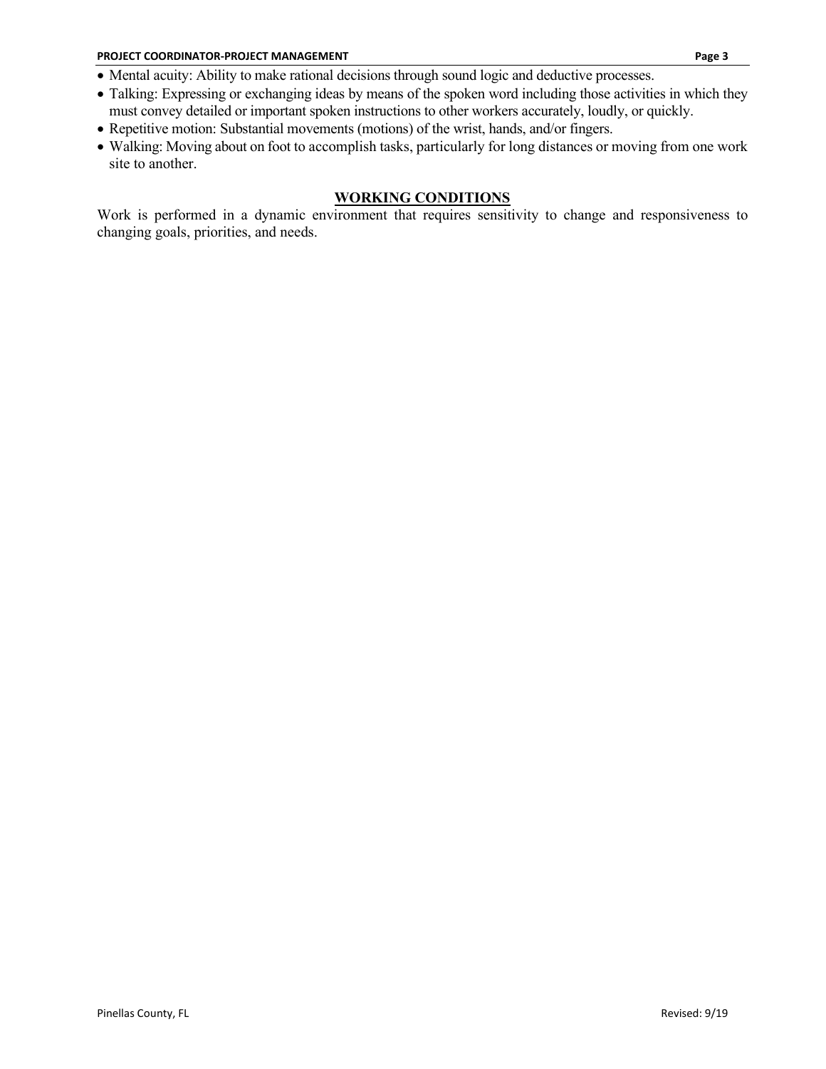- Mental acuity: Ability to make rational decisions through sound logic and deductive processes.
- Talking: Expressing or exchanging ideas by means of the spoken word including those activities in which they must convey detailed or important spoken instructions to other workers accurately, loudly, or quickly.
- Repetitive motion: Substantial movements (motions) of the wrist, hands, and/or fingers.
- Walking: Moving about on foot to accomplish tasks, particularly for long distances or moving from one work site to another.

## WORKING CONDITIONS

Work is performed in a dynamic environment that requires sensitivity to change and responsiveness to changing goals, priorities, and needs.